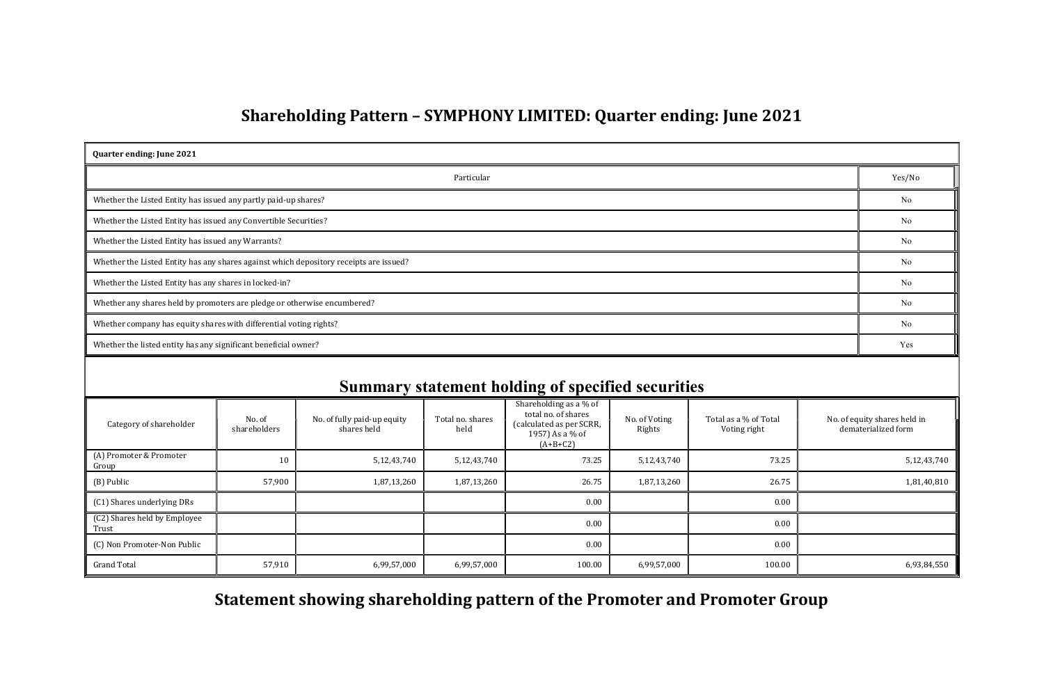# Shareholding Pattern – SYMPHONY LIMITED: Quarter ending: June 2021

**Quarter ending: June 2021**

| Particular | Yes/No |
|---|---|
| Whether the Listed Entity has issued any partly paid-up shares? | No |
| Whether the Listed Entity has issued any Convertible Securities? | No |
| Whether the Listed Entity has issued any Warrants? | No |
| Whether the Listed Entity has any shares against which depository receipts are issued? | No |
| Whether the Listed Entity has any shares in locked-in? | No |
| Whether any shares held by promoters are pledge or otherwise encumbered? | No |
| Whether company has equity shares with differential voting rights? | No |
| Whether the listed entity has any significant beneficial owner? | Yes |

## Summary statement holding of specified securities

| Category of shareholder | No. of shareholders | No. of fully paid-up equity shares held | Total no. shares held | Shareholding as a % of total no. of shares (calculated as per SCRR, 1957) As a % of (A+B+C2) | No. of Voting Rights | Total as a % of Total Voting right | No. of equity shares held in dematerialized form |
|---|---|---|---|---|---|---|---|
| (A) Promoter & Promoter Group | 10 | 5,12,43,740 | 5,12,43,740 | 73.25 | 5,12,43,740 | 73.25 | 5,12,43,740 |
| (B) Public | 57,900 | 1,87,13,260 | 1,87,13,260 | 26.75 | 1,87,13,260 | 26.75 | 1,81,40,810 |
| (C1) Shares underlying DRs | | | | 0.00 | | 0.00 | |
| (C2) Shares held by Employee Trust | | | | 0.00 | | 0.00 | |
| (C) Non Promoter-Non Public | | | | 0.00 | | 0.00 | |
| Grand Total | 57,910 | 6,99,57,000 | 6,99,57,000 | 100.00 | 6,99,57,000 | 100.00 | 6,93,84,550 |

## Statement showing shareholding pattern of the Promoter and Promoter Group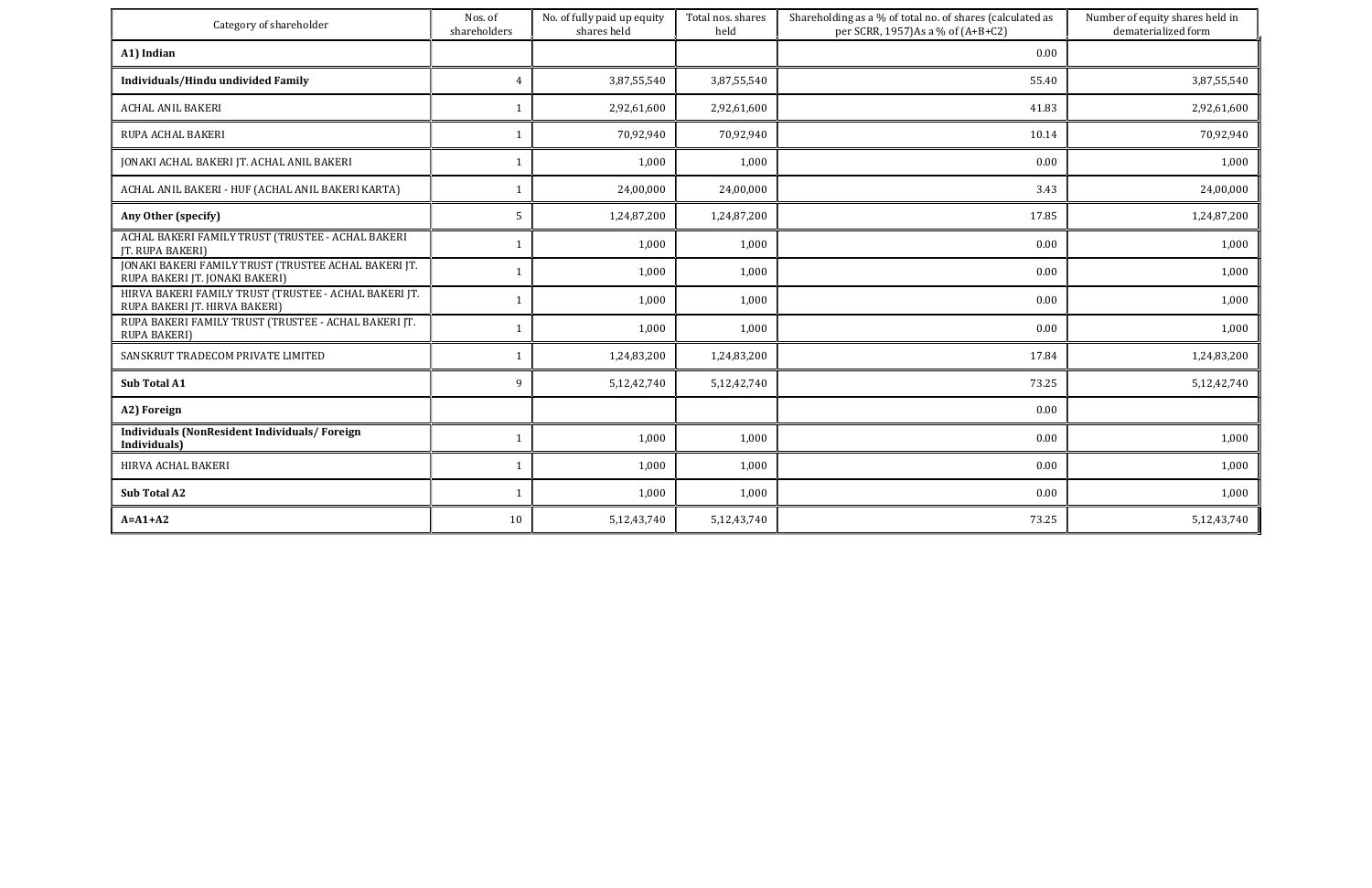| Category of shareholder | Nos. of shareholders | No. of fully paid up equity shares held | Total nos. shares held | Shareholding as a % of total no. of shares (calculated as per SCRR, 1957)As a % of (A+B+C2) | Number of equity shares held in dematerialized form |
|---|---|---|---|---|---|
| **A1) Indian** | | | | 0.00 | |
| **Individuals/Hindu undivided Family** | 4 | 3,87,55,540 | 3,87,55,540 | 55.40 | 3,87,55,540 |
| ACHAL ANIL BAKERI | 1 | 2,92,61,600 | 2,92,61,600 | 41.83 | 2,92,61,600 |
| RUPA ACHAL BAKERI | 1 | 70,92,940 | 70,92,940 | 10.14 | 70,92,940 |
| JONAKI ACHAL BAKERI JT. ACHAL ANIL BAKERI | 1 | 1,000 | 1,000 | 0.00 | 1,000 |
| ACHAL ANIL BAKERI - HUF (ACHAL ANIL BAKERI KARTA) | 1 | 24,00,000 | 24,00,000 | 3.43 | 24,00,000 |
| **Any Other (specify)** | 5 | 1,24,87,200 | 1,24,87,200 | 17.85 | 1,24,87,200 |
| ACHAL BAKERI FAMILY TRUST (TRUSTEE - ACHAL BAKERI JT. RUPA BAKERI) | 1 | 1,000 | 1,000 | 0.00 | 1,000 |
| JONAKI BAKERI FAMILY TRUST (TRUSTEE ACHAL BAKERI JT. RUPA BAKERI JT. JONAKI BAKERI) | 1 | 1,000 | 1,000 | 0.00 | 1,000 |
| HIRVA BAKERI FAMILY TRUST (TRUSTEE - ACHAL BAKERI JT. RUPA BAKERI JT. HIRVA BAKERI) | 1 | 1,000 | 1,000 | 0.00 | 1,000 |
| RUPA BAKERI FAMILY TRUST (TRUSTEE - ACHAL BAKERI JT. RUPA BAKERI) | 1 | 1,000 | 1,000 | 0.00 | 1,000 |
| SANSKRUT TRADECOM PRIVATE LIMITED | 1 | 1,24,83,200 | 1,24,83,200 | 17.84 | 1,24,83,200 |
| **Sub Total A1** | 9 | 5,12,42,740 | 5,12,42,740 | 73.25 | 5,12,42,740 |
| **A2) Foreign** | | | | 0.00 | |
| **Individuals (NonResident Individuals/ Foreign Individuals)** | 1 | 1,000 | 1,000 | 0.00 | 1,000 |
| HIRVA ACHAL BAKERI | 1 | 1,000 | 1,000 | 0.00 | 1,000 |
| **Sub Total A2** | 1 | 1,000 | 1,000 | 0.00 | 1,000 |
| **A=A1+A2** | 10 | 5,12,43,740 | 5,12,43,740 | 73.25 | 5,12,43,740 |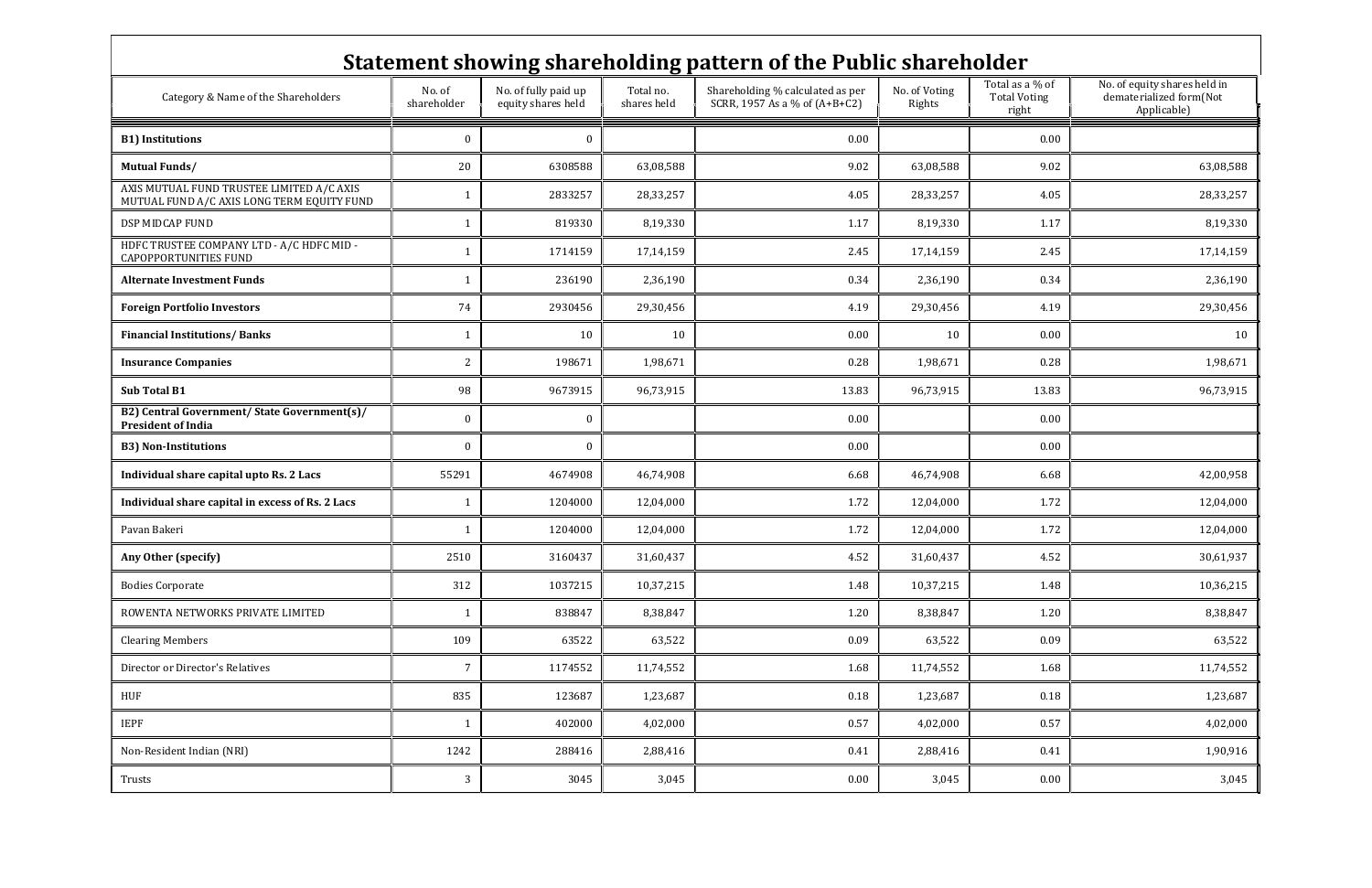## Statement showing shareholding pattern of the Public shareholder

| Category & Name of the Shareholders | No. of shareholder | No. of fully paid up equity shares held | Total no. shares held | Shareholding % calculated as per SCRR, 1957 As a % of (A+B+C2) | No. of Voting Rights | Total as a % of Total Voting right | No. of equity shares held in dematerialized form(Not Applicable) |
|---|---|---|---|---|---|---|---|
| **B1) Institutions** | 0 | 0 | | 0.00 | | 0.00 | |
| **Mutual Funds/** | 20 | 6308588 | 63,08,588 | 9.02 | 63,08,588 | 9.02 | 63,08,588 |
| AXIS MUTUAL FUND TRUSTEE LIMITED A/C AXIS MUTUAL FUND A/C AXIS LONG TERM EQUITY FUND | 1 | 2833257 | 28,33,257 | 4.05 | 28,33,257 | 4.05 | 28,33,257 |
| DSP MIDCAP FUND | 1 | 819330 | 8,19,330 | 1.17 | 8,19,330 | 1.17 | 8,19,330 |
| HDFC TRUSTEE COMPANY LTD - A/C HDFC MID - CAPOPPORTUNITIES FUND | 1 | 1714159 | 17,14,159 | 2.45 | 17,14,159 | 2.45 | 17,14,159 |
| **Alternate Investment Funds** | 1 | 236190 | 2,36,190 | 0.34 | 2,36,190 | 0.34 | 2,36,190 |
| **Foreign Portfolio Investors** | 74 | 2930456 | 29,30,456 | 4.19 | 29,30,456 | 4.19 | 29,30,456 |
| **Financial Institutions/ Banks** | 1 | 10 | 10 | 0.00 | 10 | 0.00 | 10 |
| **Insurance Companies** | 2 | 198671 | 1,98,671 | 0.28 | 1,98,671 | 0.28 | 1,98,671 |
| **Sub Total B1** | 98 | 9673915 | 96,73,915 | 13.83 | 96,73,915 | 13.83 | 96,73,915 |
| **B2) Central Government/ State Government(s)/ President of India** | 0 | 0 | | 0.00 | | 0.00 | |
| **B3) Non-Institutions** | 0 | 0 | | 0.00 | | 0.00 | |
| **Individual share capital upto Rs. 2 Lacs** | 55291 | 4674908 | 46,74,908 | 6.68 | 46,74,908 | 6.68 | 42,00,958 |
| **Individual share capital in excess of Rs. 2 Lacs** | 1 | 1204000 | 12,04,000 | 1.72 | 12,04,000 | 1.72 | 12,04,000 |
| Pavan Bakeri | 1 | 1204000 | 12,04,000 | 1.72 | 12,04,000 | 1.72 | 12,04,000 |
| **Any Other (specify)** | 2510 | 3160437 | 31,60,437 | 4.52 | 31,60,437 | 4.52 | 30,61,937 |
| Bodies Corporate | 312 | 1037215 | 10,37,215 | 1.48 | 10,37,215 | 1.48 | 10,36,215 |
| ROWENTA NETWORKS PRIVATE LIMITED | 1 | 838847 | 8,38,847 | 1.20 | 8,38,847 | 1.20 | 8,38,847 |
| Clearing Members | 109 | 63522 | 63,522 | 0.09 | 63,522 | 0.09 | 63,522 |
| Director or Director's Relatives | 7 | 1174552 | 11,74,552 | 1.68 | 11,74,552 | 1.68 | 11,74,552 |
| HUF | 835 | 123687 | 1,23,687 | 0.18 | 1,23,687 | 0.18 | 1,23,687 |
| IEPF | 1 | 402000 | 4,02,000 | 0.57 | 4,02,000 | 0.57 | 4,02,000 |
| Non-Resident Indian (NRI) | 1242 | 288416 | 2,88,416 | 0.41 | 2,88,416 | 0.41 | 1,90,916 |
| Trusts | 3 | 3045 | 3,045 | 0.00 | 3,045 | 0.00 | 3,045 |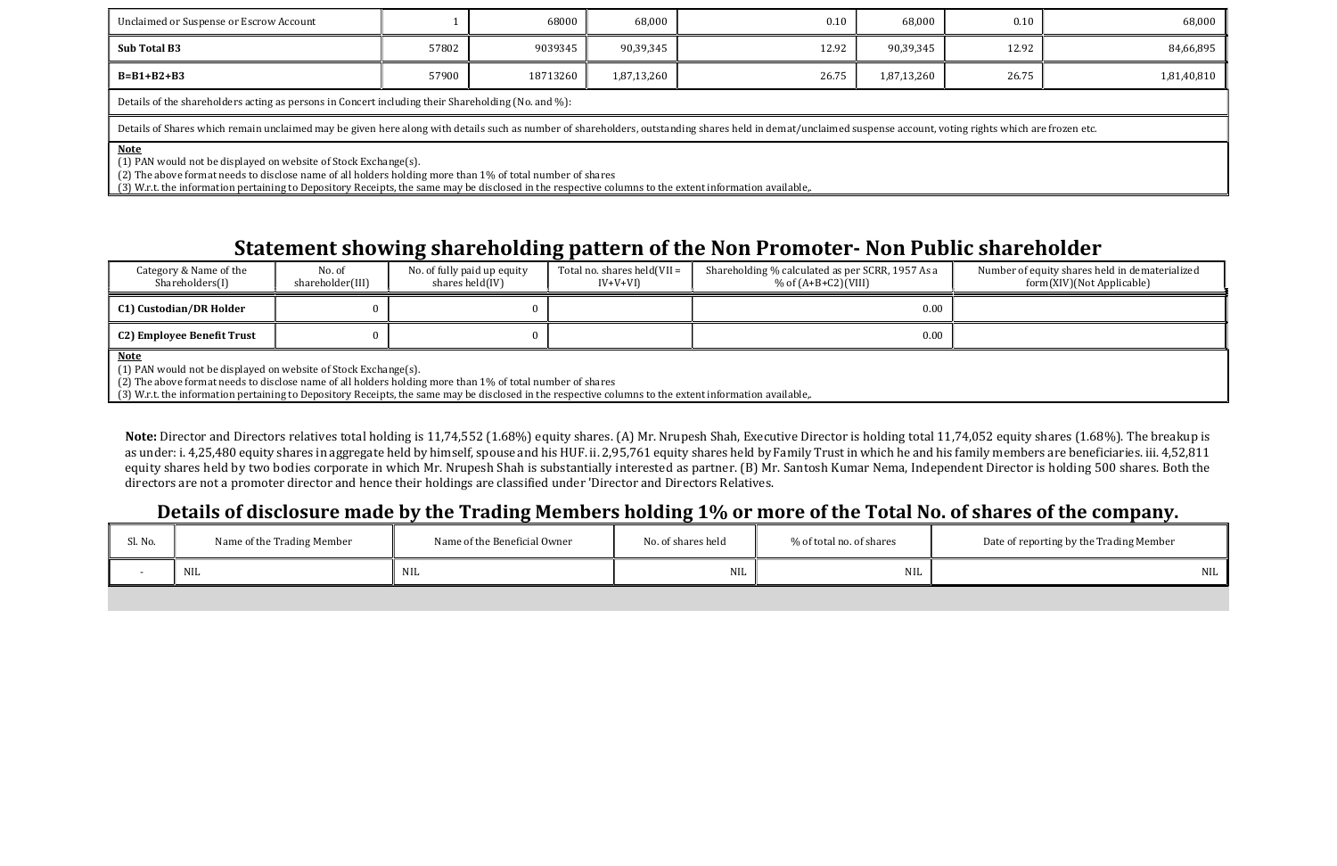| Unclaimed or Suspense or Escrow Account | 1 | 68000 | 68,000 | 0.10 | 68,000 | 0.10 | 68,000 |
|---|---|---|---|---|---|---|---|
| **Sub Total B3** | 57802 | 9039345 | 90,39,345 | 12.92 | 90,39,345 | 12.92 | 84,66,895 |
| **B=B1+B2+B3** | 57900 | 18713260 | 1,87,13,260 | 26.75 | 1,87,13,260 | 26.75 | 1,81,40,810 |

Details of the shareholders acting as persons in Concert including their Shareholding (No. and %):

Details of Shares which remain unclaimed may be given here along with details such as number of shareholders, outstanding shares held in demat/unclaimed suspense account, voting rights which are frozen etc.

**Note**
(1) PAN would not be displayed on website of Stock Exchange(s).
(2) The above format needs to disclose name of all holders holding more than 1% of total number of shares
(3) W.r.t. the information pertaining to Depository Receipts, the same may be disclosed in the respective columns to the extent information available,.

## Statement showing shareholding pattern of the Non Promoter- Non Public shareholder

| Category & Name of the Shareholders(I) | No. of shareholder(III) | No. of fully paid up equity shares held(IV) | Total no. shares held(VII = IV+V+VI) | Shareholding % calculated as per SCRR, 1957 As a % of (A+B+C2)(VIII) | Number of equity shares held in dematerialized form(XIV)(Not Applicable) |
|---|---|---|---|---|---|
| **C1) Custodian/DR Holder** | 0 | 0 | | 0.00 | |
| **C2) Employee Benefit Trust** | 0 | 0 | | 0.00 | |

**Note**
(1) PAN would not be displayed on website of Stock Exchange(s).
(2) The above format needs to disclose name of all holders holding more than 1% of total number of shares
(3) W.r.t. the information pertaining to Depository Receipts, the same may be disclosed in the respective columns to the extent information available,.

**Note:** Director and Directors relatives total holding is 11,74,552 (1.68%) equity shares. (A) Mr. Nrupesh Shah, Executive Director is holding total 11,74,052 equity shares (1.68%). The breakup is as under: i. 4,25,480 equity shares in aggregate held by himself, spouse and his HUF. ii. 2,95,761 equity shares held by Family Trust in which he and his family members are beneficiaries. iii. 4,52,811 equity shares held by two bodies corporate in which Mr. Nrupesh Shah is substantially interested as partner. (B) Mr. Santosh Kumar Nema, Independent Director is holding 500 shares. Both the directors are not a promoter director and hence their holdings are classified under 'Director and Directors Relatives.

## Details of disclosure made by the Trading Members holding 1% or more of the Total No. of shares of the company.

| Sl. No. | Name of the Trading Member | Name of the Beneficial Owner | No. of shares held | % of total no. of shares | Date of reporting by the Trading Member |
|---|---|---|---|---|---|
| - | NIL | NIL | NIL | NIL | NIL |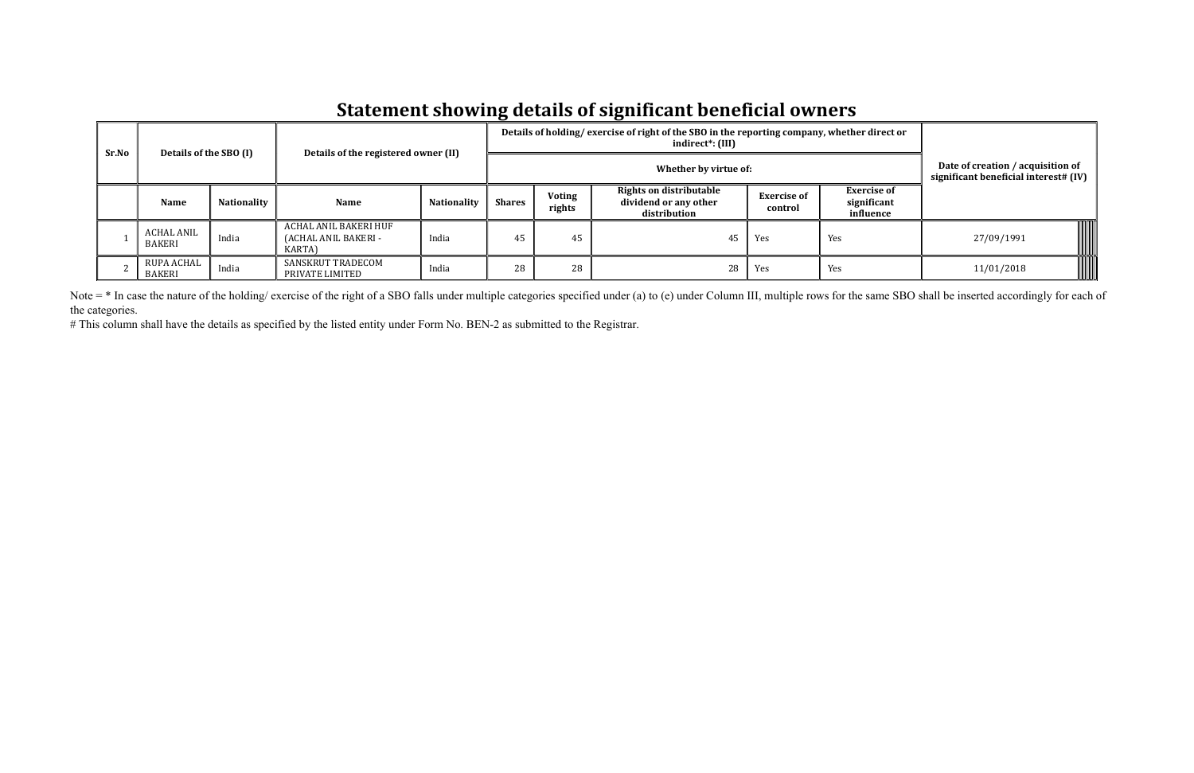# Statement showing details of significant beneficial owners

| Sr.No | Details of the SBO (I) | | Details of the registered owner (II) | | Details of holding/ exercise of right of the SBO in the reporting company, whether direct or indirect*: (III) | | | | | Date of creation / acquisition of significant beneficial interest# (IV) |
|---|---|---|---|---|---|---|---|---|---|---|
| | | | | | Whether by virtue of: | | | | | |
| | Name | Nationality | Name | Nationality | Shares | Voting rights | Rights on distributable dividend or any other distribution | Exercise of control | Exercise of significant influence | |
| 1 | ACHAL ANIL BAKERI | India | ACHAL ANIL BAKERI HUF (ACHAL ANIL BAKERI - KARTA) | India | 45 | 45 | 45 | Yes | Yes | 27/09/1991 |
| 2 | RUPA ACHAL BAKERI | India | SANSKRUT TRADECOM PRIVATE LIMITED | India | 28 | 28 | 28 | Yes | Yes | 11/01/2018 |

Note = * In case the nature of the holding/ exercise of the right of a SBO falls under multiple categories specified under (a) to (e) under Column III, multiple rows for the same SBO shall be inserted accordingly for each of the categories.

# This column shall have the details as specified by the listed entity under Form No. BEN-2 as submitted to the Registrar.